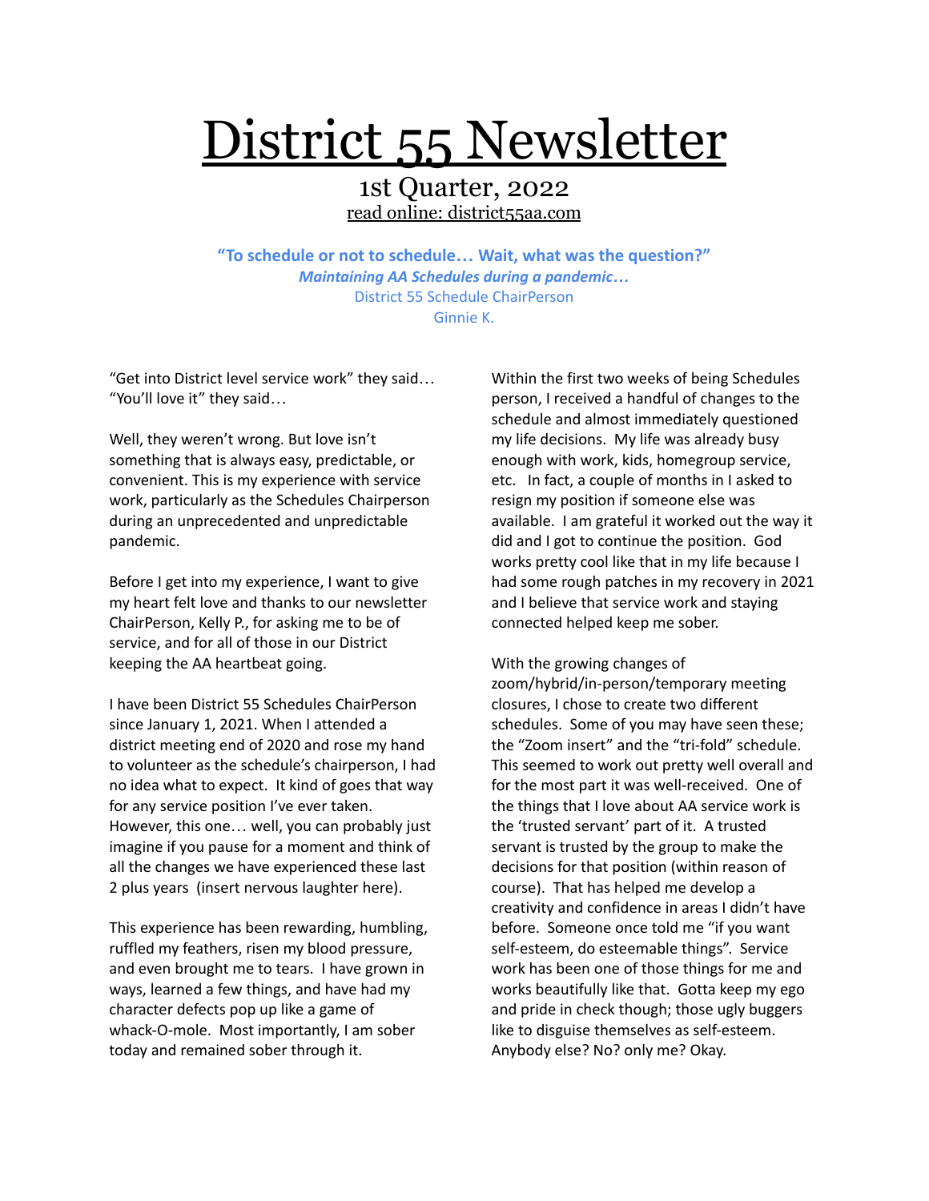# District 55 Newsletter

1st Quarter, 2022

read online: district55aa.com

**"To schedule or not to schedule… Wait, what was the question?"**

***Maintaining AA Schedules during a pandemic…***

District 55 Schedule ChairPerson

Ginnie K.

"Get into District level service work" they said… "You'll love it" they said…

Well, they weren't wrong. But love isn't something that is always easy, predictable, or convenient. This is my experience with service work, particularly as the Schedules Chairperson during an unprecedented and unpredictable pandemic.

Before I get into my experience, I want to give my heart felt love and thanks to our newsletter ChairPerson, Kelly P., for asking me to be of service, and for all of those in our District keeping the AA heartbeat going.

I have been District 55 Schedules ChairPerson since January 1, 2021. When I attended a district meeting end of 2020 and rose my hand to volunteer as the schedule's chairperson, I had no idea what to expect. It kind of goes that way for any service position I've ever taken. However, this one… well, you can probably just imagine if you pause for a moment and think of all the changes we have experienced these last 2 plus years (insert nervous laughter here).

This experience has been rewarding, humbling, ruffled my feathers, risen my blood pressure, and even brought me to tears. I have grown in ways, learned a few things, and have had my character defects pop up like a game of whack-O-mole. Most importantly, I am sober today and remained sober through it.

Within the first two weeks of being Schedules person, I received a handful of changes to the schedule and almost immediately questioned my life decisions. My life was already busy enough with work, kids, homegroup service, etc. In fact, a couple of months in I asked to resign my position if someone else was available. I am grateful it worked out the way it did and I got to continue the position. God works pretty cool like that in my life because I had some rough patches in my recovery in 2021 and I believe that service work and staying connected helped keep me sober.

With the growing changes of zoom/hybrid/in-person/temporary meeting closures, I chose to create two different schedules. Some of you may have seen these; the "Zoom insert" and the "tri-fold" schedule. This seemed to work out pretty well overall and for the most part it was well-received. One of the things that I love about AA service work is the 'trusted servant' part of it. A trusted servant is trusted by the group to make the decisions for that position (within reason of course). That has helped me develop a creativity and confidence in areas I didn't have before. Someone once told me "if you want self-esteem, do esteemable things". Service work has been one of those things for me and works beautifully like that. Gotta keep my ego and pride in check though; those ugly buggers like to disguise themselves as self-esteem. Anybody else? No? only me? Okay.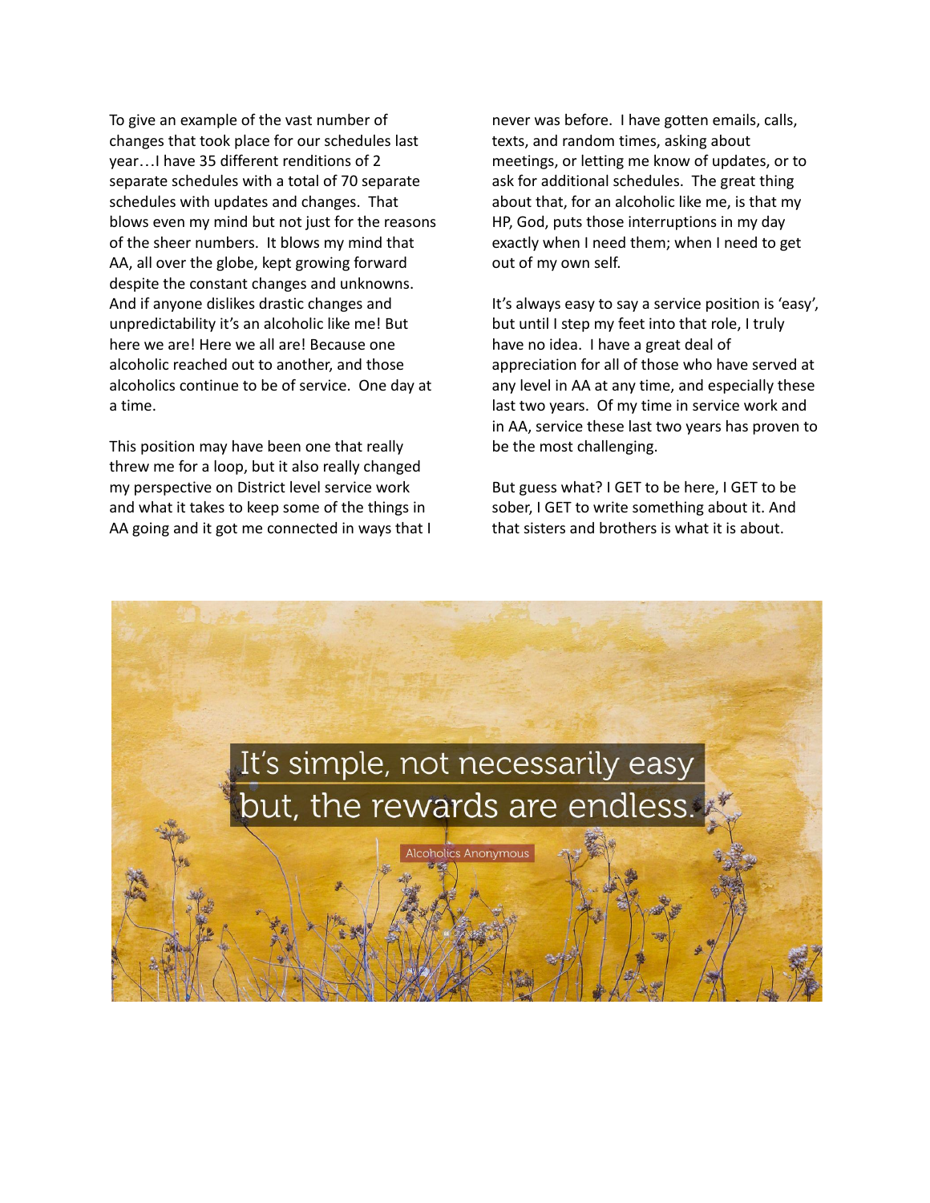To give an example of the vast number of changes that took place for our schedules last year…I have 35 different renditions of 2 separate schedules with a total of 70 separate schedules with updates and changes. That blows even my mind but not just for the reasons of the sheer numbers. It blows my mind that AA, all over the globe, kept growing forward despite the constant changes and unknowns. And if anyone dislikes drastic changes and unpredictability it's an alcoholic like me! But here we are! Here we all are! Because one alcoholic reached out to another, and those alcoholics continue to be of service. One day at a time.

This position may have been one that really threw me for a loop, but it also really changed my perspective on District level service work and what it takes to keep some of the things in AA going and it got me connected in ways that I never was before. I have gotten emails, calls, texts, and random times, asking about meetings, or letting me know of updates, or to ask for additional schedules. The great thing about that, for an alcoholic like me, is that my HP, God, puts those interruptions in my day exactly when I need them; when I need to get out of my own self.

It's always easy to say a service position is 'easy', but until I step my feet into that role, I truly have no idea. I have a great deal of appreciation for all of those who have served at any level in AA at any time, and especially these last two years. Of my time in service work and in AA, service these last two years has proven to be the most challenging.

But guess what? I GET to be here, I GET to be sober, I GET to write something about it. And that sisters and brothers is what it is about.

It's simple, not necessarily easy but, the rewards are endless.

Alcoholics Anonymous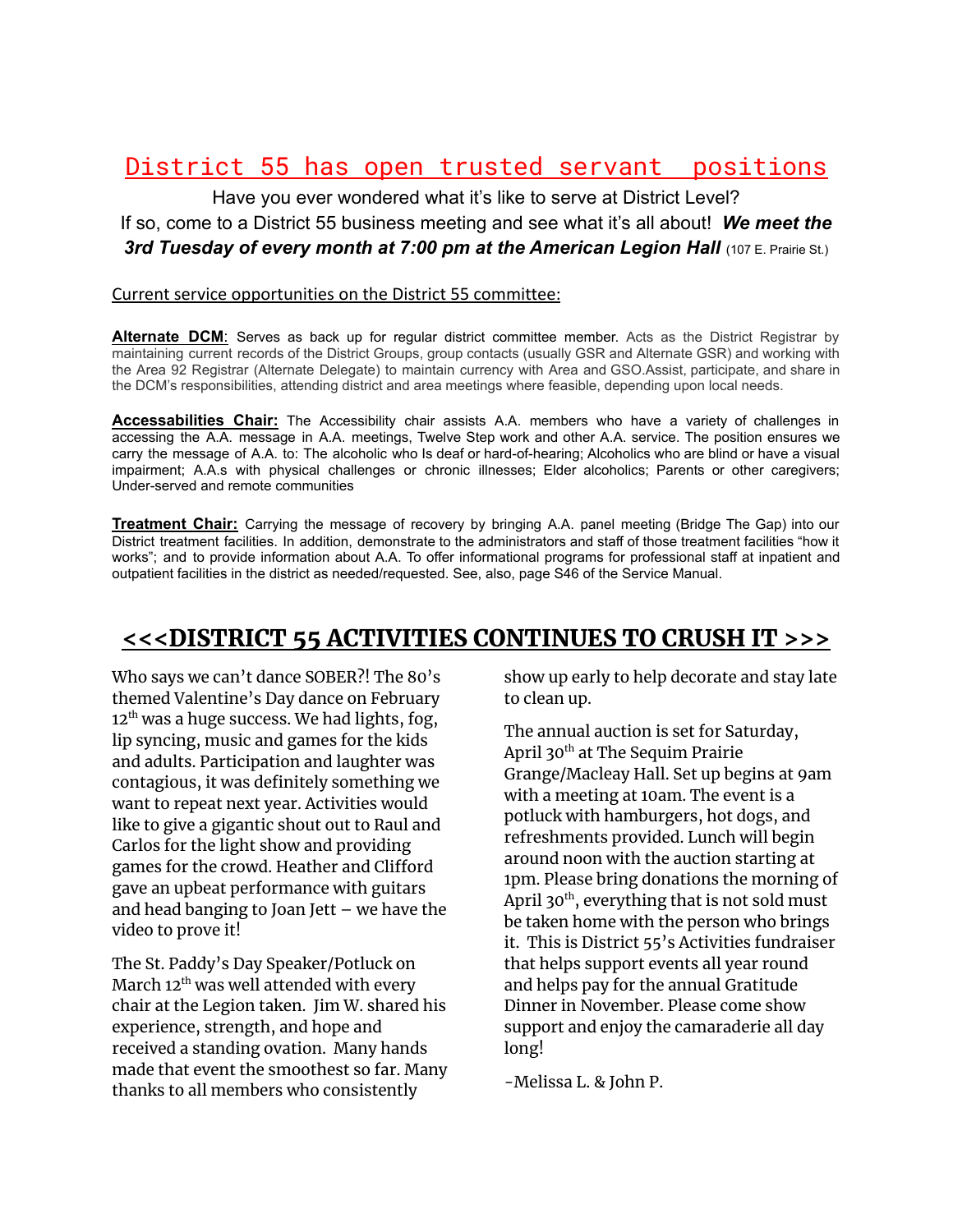## District 55 has open trusted servant positions

Have you ever wondered what it's like to serve at District Level?

If so, come to a District 55 business meeting and see what it's all about! ***We meet the 3rd Tuesday of every month at 7:00 pm at the American Legion Hall*** (107 E. Prairie St.)

Current service opportunities on the District 55 committee:

**Alternate DCM**: Serves as back up for regular district committee member. Acts as the District Registrar by maintaining current records of the District Groups, group contacts (usually GSR and Alternate GSR) and working with the Area 92 Registrar (Alternate Delegate) to maintain currency with Area and GSO.Assist, participate, and share in the DCM's responsibilities, attending district and area meetings where feasible, depending upon local needs.

**Accessabilities Chair:** The Accessibility chair assists A.A. members who have a variety of challenges in accessing the A.A. message in A.A. meetings, Twelve Step work and other A.A. service. The position ensures we carry the message of A.A. to: The alcoholic who Is deaf or hard-of-hearing; Alcoholics who are blind or have a visual impairment; A.A.s with physical challenges or chronic illnesses; Elder alcoholics; Parents or other caregivers; Under-served and remote communities

**Treatment Chair:** Carrying the message of recovery by bringing A.A. panel meeting (Bridge The Gap) into our District treatment facilities. In addition, demonstrate to the administrators and staff of those treatment facilities "how it works"; and to provide information about A.A. To offer informational programs for professional staff at inpatient and outpatient facilities in the district as needed/requested. See, also, page S46 of the Service Manual.

## <<<DISTRICT 55 ACTIVITIES CONTINUES TO CRUSH IT >>>

Who says we can't dance SOBER?! The 80's themed Valentine's Day dance on February 12th was a huge success. We had lights, fog, lip syncing, music and games for the kids and adults. Participation and laughter was contagious, it was definitely something we want to repeat next year. Activities would like to give a gigantic shout out to Raul and Carlos for the light show and providing games for the crowd. Heather and Clifford gave an upbeat performance with guitars and head banging to Joan Jett – we have the video to prove it!

The St. Paddy's Day Speaker/Potluck on March 12th was well attended with every chair at the Legion taken. Jim W. shared his experience, strength, and hope and received a standing ovation. Many hands made that event the smoothest so far. Many thanks to all members who consistently show up early to help decorate and stay late to clean up.

The annual auction is set for Saturday, April 30th at The Sequim Prairie Grange/Macleay Hall. Set up begins at 9am with a meeting at 10am. The event is a potluck with hamburgers, hot dogs, and refreshments provided. Lunch will begin around noon with the auction starting at 1pm. Please bring donations the morning of April 30th, everything that is not sold must be taken home with the person who brings it. This is District 55's Activities fundraiser that helps support events all year round and helps pay for the annual Gratitude Dinner in November. Please come show support and enjoy the camaraderie all day long!

-Melissa L. & John P.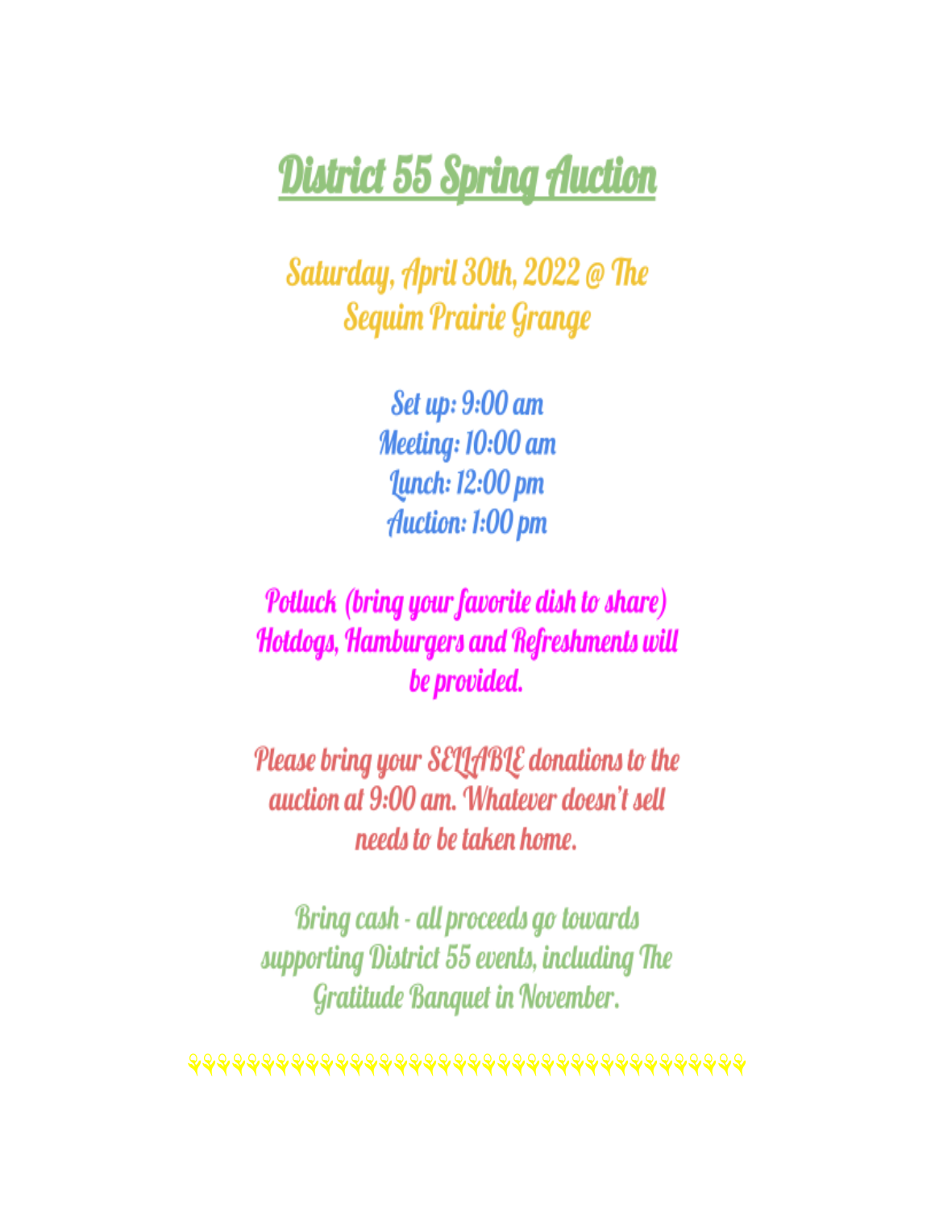# District 55 Spring Auction

Saturday, April 30th, 2022 @ The Sequim Prairie Grange

Set up: 9:00 am
Meeting: 10:00 am
Lunch: 12:00 pm
Auction: 1:00 pm

Potluck (bring your favorite dish to share) Hotdogs, Hamburgers and Refreshments will be provided.

Please bring your SELLABLE donations to the auction at 9:00 am. Whatever doesn't sell needs to be taken home.

Bring cash - all proceeds go towards supporting District 55 events, including The Gratitude Banquet in November.